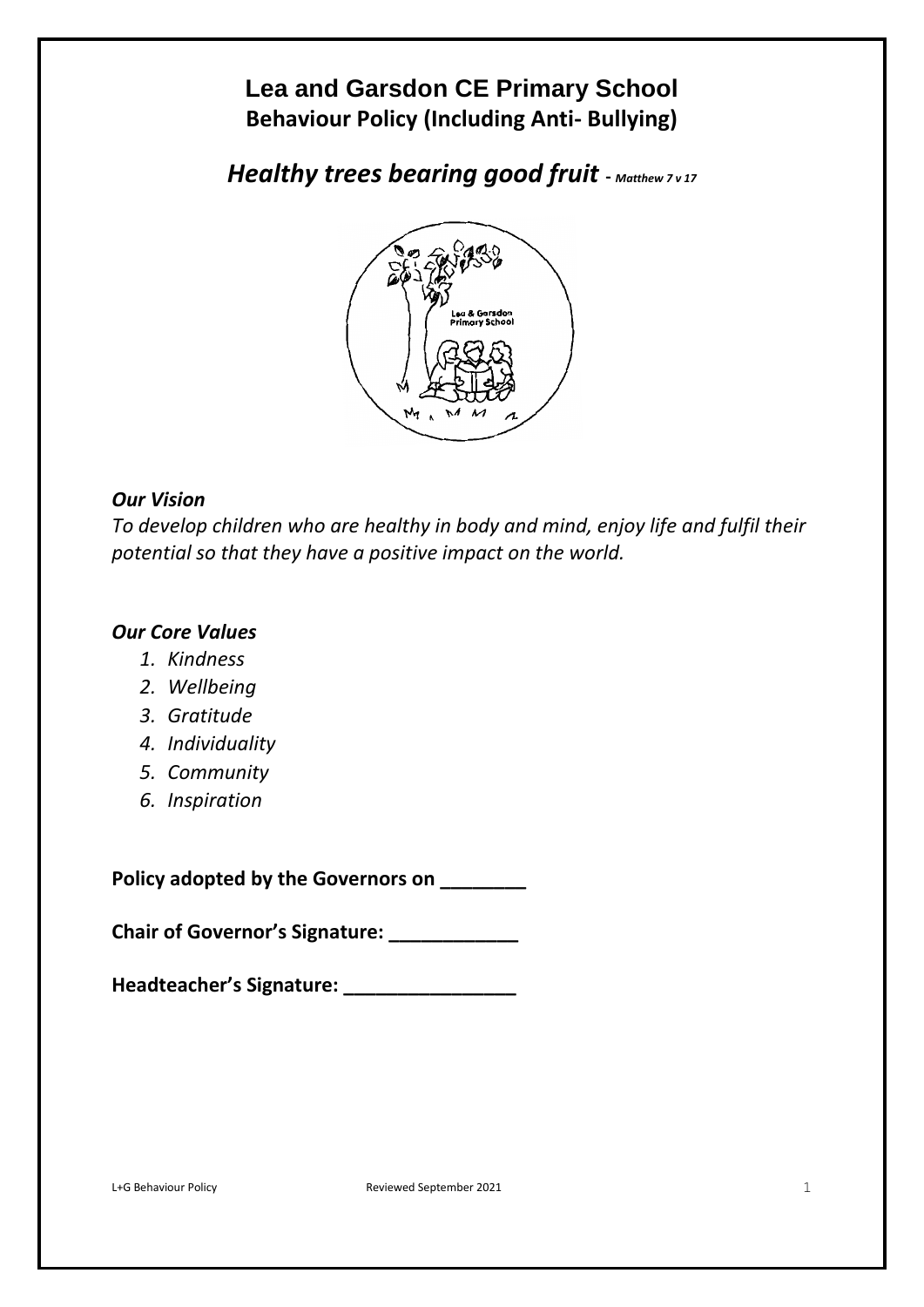# Lea and Garsdon CE Primary School

## Behaviour Policy (Including Anti- Bullying)

## *Healthy trees bearing good fruit - Matthew 7 v 17*

***Our Vision***

*To develop children who are healthy in body and mind, enjoy life and fulfil their potential so that they have a positive impact on the world.*

***Our Core Values***

1. *Kindness*
2. *Wellbeing*
3. *Gratitude*
4. *Individuality*
5. *Community*
6. *Inspiration*

**Policy adopted by the Governors on ________**

**Chair of Governor's Signature: ____________**

**Headteacher's Signature: ________________**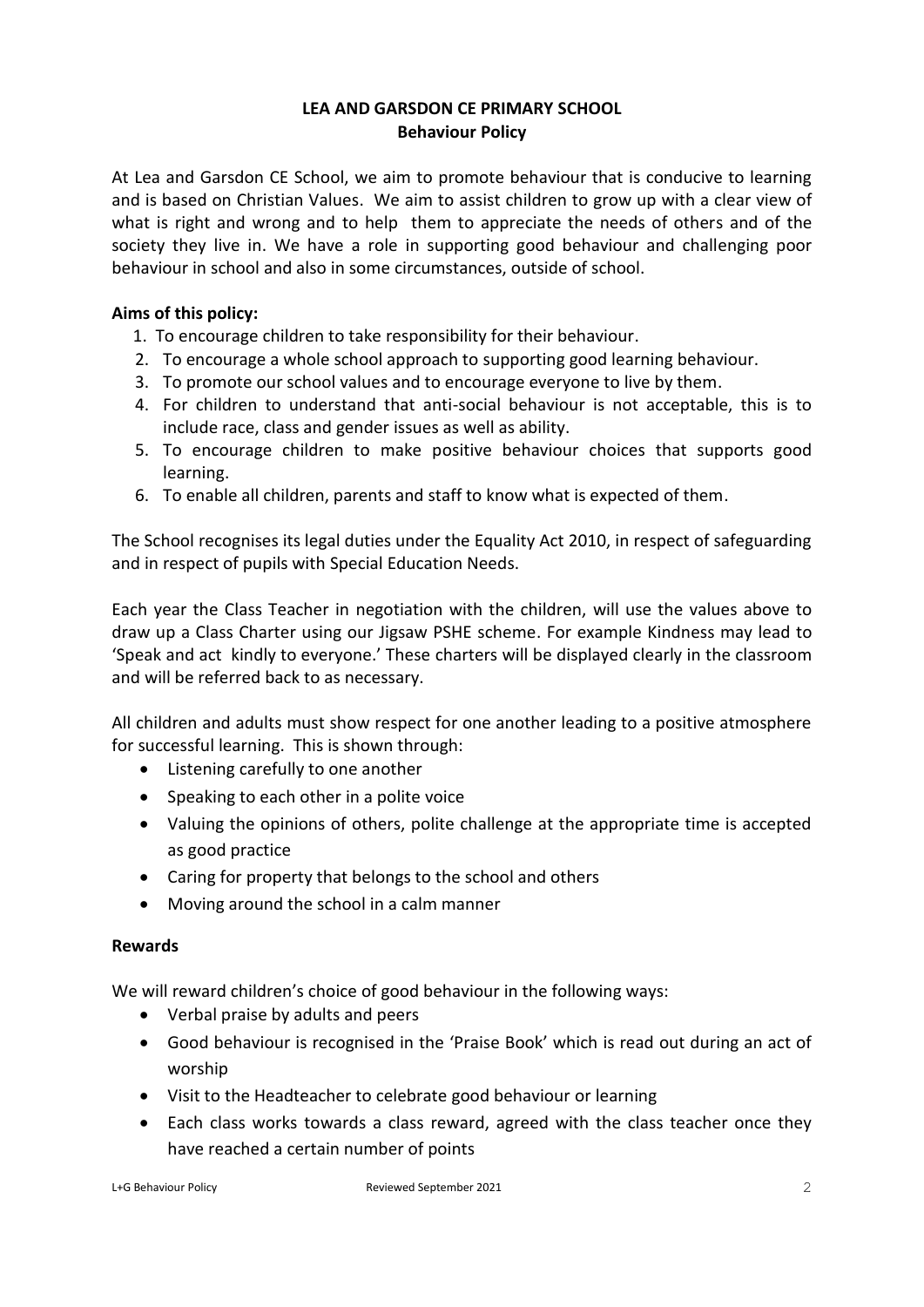**LEA AND GARSDON CE PRIMARY SCHOOL**
**Behaviour Policy**

At Lea and Garsdon CE School, we aim to promote behaviour that is conducive to learning and is based on Christian Values. We aim to assist children to grow up with a clear view of what is right and wrong and to help them to appreciate the needs of others and of the society they live in. We have a role in supporting good behaviour and challenging poor behaviour in school and also in some circumstances, outside of school.

**Aims of this policy:**

1. To encourage children to take responsibility for their behaviour.
2. To encourage a whole school approach to supporting good learning behaviour.
3. To promote our school values and to encourage everyone to live by them.
4. For children to understand that anti-social behaviour is not acceptable, this is to include race, class and gender issues as well as ability.
5. To encourage children to make positive behaviour choices that supports good learning.
6. To enable all children, parents and staff to know what is expected of them.

The School recognises its legal duties under the Equality Act 2010, in respect of safeguarding and in respect of pupils with Special Education Needs.

Each year the Class Teacher in negotiation with the children, will use the values above to draw up a Class Charter using our Jigsaw PSHE scheme. For example Kindness may lead to 'Speak and act kindly to everyone.' These charters will be displayed clearly in the classroom and will be referred back to as necessary.

All children and adults must show respect for one another leading to a positive atmosphere for successful learning. This is shown through:

- Listening carefully to one another
- Speaking to each other in a polite voice
- Valuing the opinions of others, polite challenge at the appropriate time is accepted as good practice
- Caring for property that belongs to the school and others
- Moving around the school in a calm manner

**Rewards**

We will reward children's choice of good behaviour in the following ways:

- Verbal praise by adults and peers
- Good behaviour is recognised in the 'Praise Book' which is read out during an act of worship
- Visit to the Headteacher to celebrate good behaviour or learning
- Each class works towards a class reward, agreed with the class teacher once they have reached a certain number of points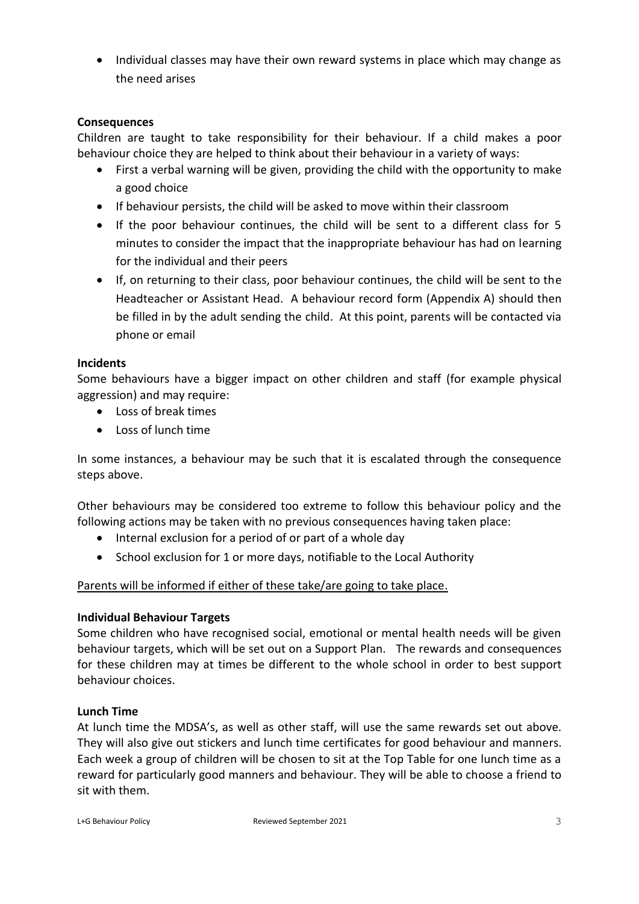- Individual classes may have their own reward systems in place which may change as the need arises

**Consequences**

Children are taught to take responsibility for their behaviour. If a child makes a poor behaviour choice they are helped to think about their behaviour in a variety of ways:

- First a verbal warning will be given, providing the child with the opportunity to make a good choice
- If behaviour persists, the child will be asked to move within their classroom
- If the poor behaviour continues, the child will be sent to a different class for 5 minutes to consider the impact that the inappropriate behaviour has had on learning for the individual and their peers
- If, on returning to their class, poor behaviour continues, the child will be sent to the Headteacher or Assistant Head. A behaviour record form (Appendix A) should then be filled in by the adult sending the child. At this point, parents will be contacted via phone or email

**Incidents**

Some behaviours have a bigger impact on other children and staff (for example physical aggression) and may require:

- Loss of break times
- Loss of lunch time

In some instances, a behaviour may be such that it is escalated through the consequence steps above.

Other behaviours may be considered too extreme to follow this behaviour policy and the following actions may be taken with no previous consequences having taken place:

- Internal exclusion for a period of or part of a whole day
- School exclusion for 1 or more days, notifiable to the Local Authority

<u>Parents will be informed if either of these take/are going to take place.</u>

**Individual Behaviour Targets**

Some children who have recognised social, emotional or mental health needs will be given behaviour targets, which will be set out on a Support Plan. The rewards and consequences for these children may at times be different to the whole school in order to best support behaviour choices.

**Lunch Time**

At lunch time the MDSA's, as well as other staff, will use the same rewards set out above. They will also give out stickers and lunch time certificates for good behaviour and manners. Each week a group of children will be chosen to sit at the Top Table for one lunch time as a reward for particularly good manners and behaviour. They will be able to choose a friend to sit with them.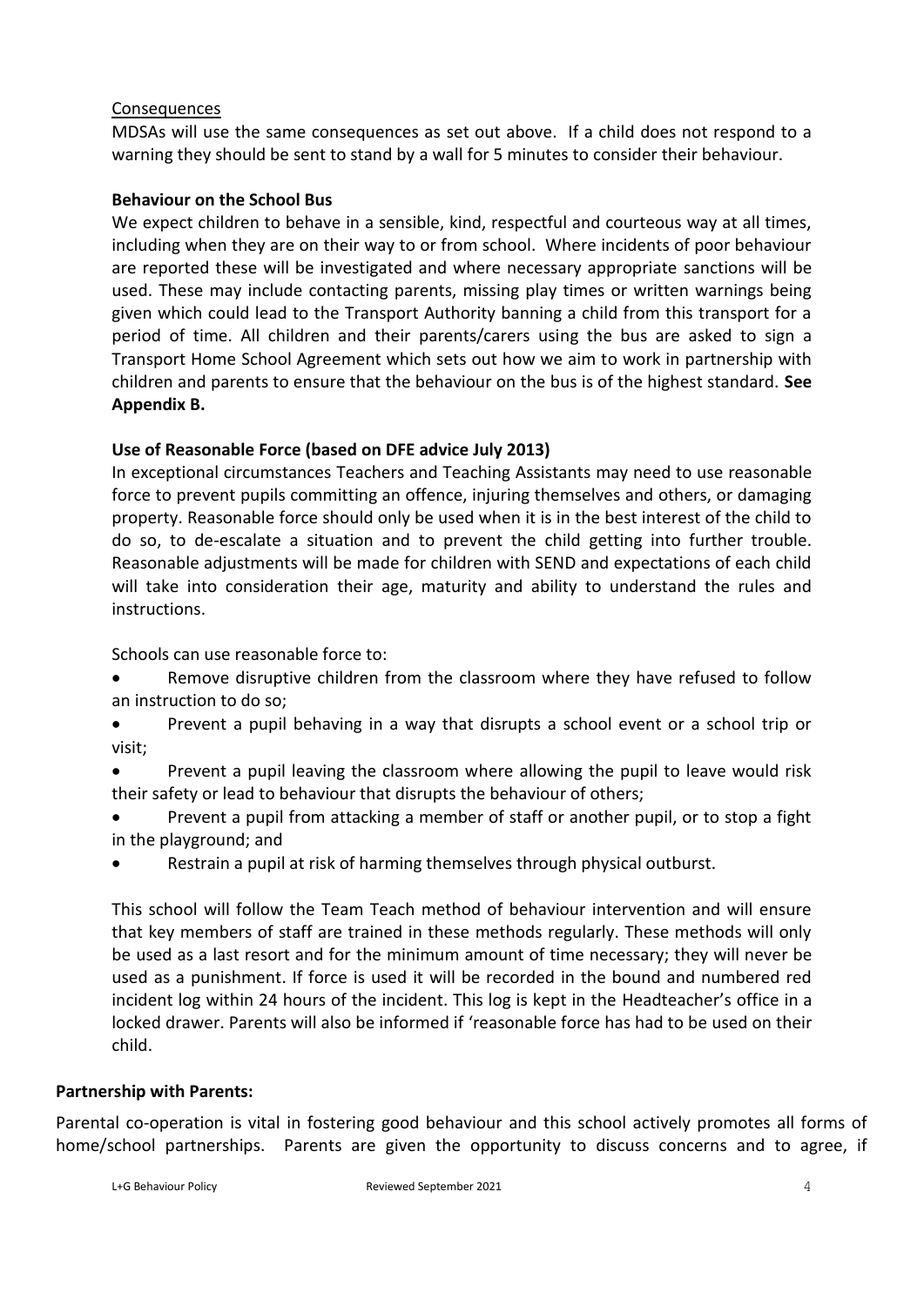Consequences

MDSAs will use the same consequences as set out above. If a child does not respond to a warning they should be sent to stand by a wall for 5 minutes to consider their behaviour.

**Behaviour on the School Bus**

We expect children to behave in a sensible, kind, respectful and courteous way at all times, including when they are on their way to or from school. Where incidents of poor behaviour are reported these will be investigated and where necessary appropriate sanctions will be used. These may include contacting parents, missing play times or written warnings being given which could lead to the Transport Authority banning a child from this transport for a period of time. All children and their parents/carers using the bus are asked to sign a Transport Home School Agreement which sets out how we aim to work in partnership with children and parents to ensure that the behaviour on the bus is of the highest standard. **See Appendix B.**

**Use of Reasonable Force (based on DFE advice July 2013)**

In exceptional circumstances Teachers and Teaching Assistants may need to use reasonable force to prevent pupils committing an offence, injuring themselves and others, or damaging property. Reasonable force should only be used when it is in the best interest of the child to do so, to de-escalate a situation and to prevent the child getting into further trouble. Reasonable adjustments will be made for children with SEND and expectations of each child will take into consideration their age, maturity and ability to understand the rules and instructions.

Schools can use reasonable force to:

- Remove disruptive children from the classroom where they have refused to follow an instruction to do so;
- Prevent a pupil behaving in a way that disrupts a school event or a school trip or visit;
- Prevent a pupil leaving the classroom where allowing the pupil to leave would risk their safety or lead to behaviour that disrupts the behaviour of others;
- Prevent a pupil from attacking a member of staff or another pupil, or to stop a fight in the playground; and
- Restrain a pupil at risk of harming themselves through physical outburst.

This school will follow the Team Teach method of behaviour intervention and will ensure that key members of staff are trained in these methods regularly. These methods will only be used as a last resort and for the minimum amount of time necessary; they will never be used as a punishment. If force is used it will be recorded in the bound and numbered red incident log within 24 hours of the incident. This log is kept in the Headteacher's office in a locked drawer. Parents will also be informed if 'reasonable force has had to be used on their child.

**Partnership with Parents:**

Parental co-operation is vital in fostering good behaviour and this school actively promotes all forms of home/school partnerships. Parents are given the opportunity to discuss concerns and to agree, if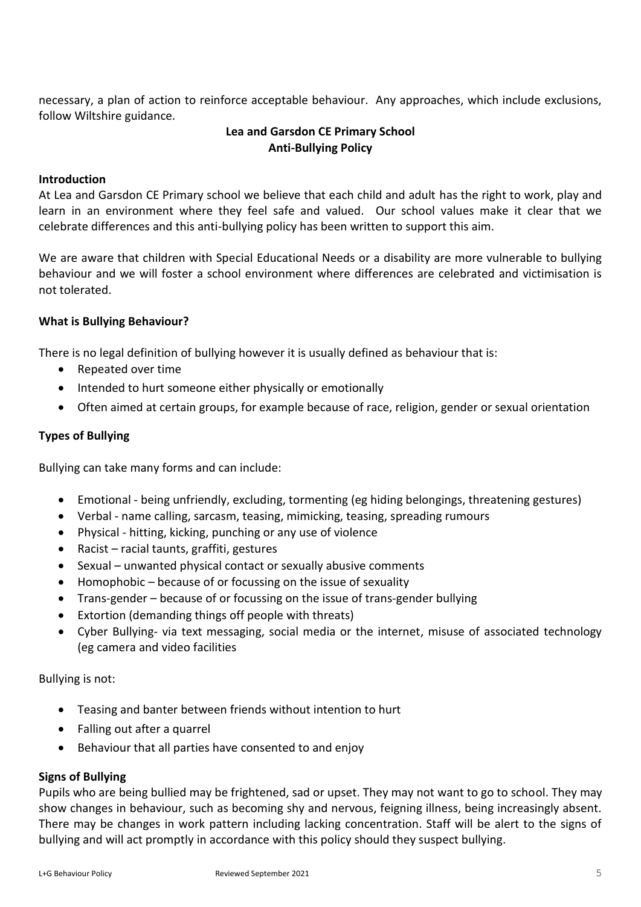necessary, a plan of action to reinforce acceptable behaviour. Any approaches, which include exclusions, follow Wiltshire guidance.

## Lea and Garsdon CE Primary School
## Anti-Bullying Policy

### Introduction

At Lea and Garsdon CE Primary school we believe that each child and adult has the right to work, play and learn in an environment where they feel safe and valued. Our school values make it clear that we celebrate differences and this anti-bullying policy has been written to support this aim.

We are aware that children with Special Educational Needs or a disability are more vulnerable to bullying behaviour and we will foster a school environment where differences are celebrated and victimisation is not tolerated.

### What is Bullying Behaviour?

There is no legal definition of bullying however it is usually defined as behaviour that is:

- Repeated over time
- Intended to hurt someone either physically or emotionally
- Often aimed at certain groups, for example because of race, religion, gender or sexual orientation

### Types of Bullying

Bullying can take many forms and can include:

- Emotional - being unfriendly, excluding, tormenting (eg hiding belongings, threatening gestures)
- Verbal - name calling, sarcasm, teasing, mimicking, teasing, spreading rumours
- Physical - hitting, kicking, punching or any use of violence
- Racist – racial taunts, graffiti, gestures
- Sexual – unwanted physical contact or sexually abusive comments
- Homophobic – because of or focussing on the issue of sexuality
- Trans-gender – because of or focussing on the issue of trans-gender bullying
- Extortion (demanding things off people with threats)
- Cyber Bullying- via text messaging, social media or the internet, misuse of associated technology (eg camera and video facilities

Bullying is not:

- Teasing and banter between friends without intention to hurt
- Falling out after a quarrel
- Behaviour that all parties have consented to and enjoy

### Signs of Bullying

Pupils who are being bullied may be frightened, sad or upset. They may not want to go to school. They may show changes in behaviour, such as becoming shy and nervous, feigning illness, being increasingly absent. There may be changes in work pattern including lacking concentration. Staff will be alert to the signs of bullying and will act promptly in accordance with this policy should they suspect bullying.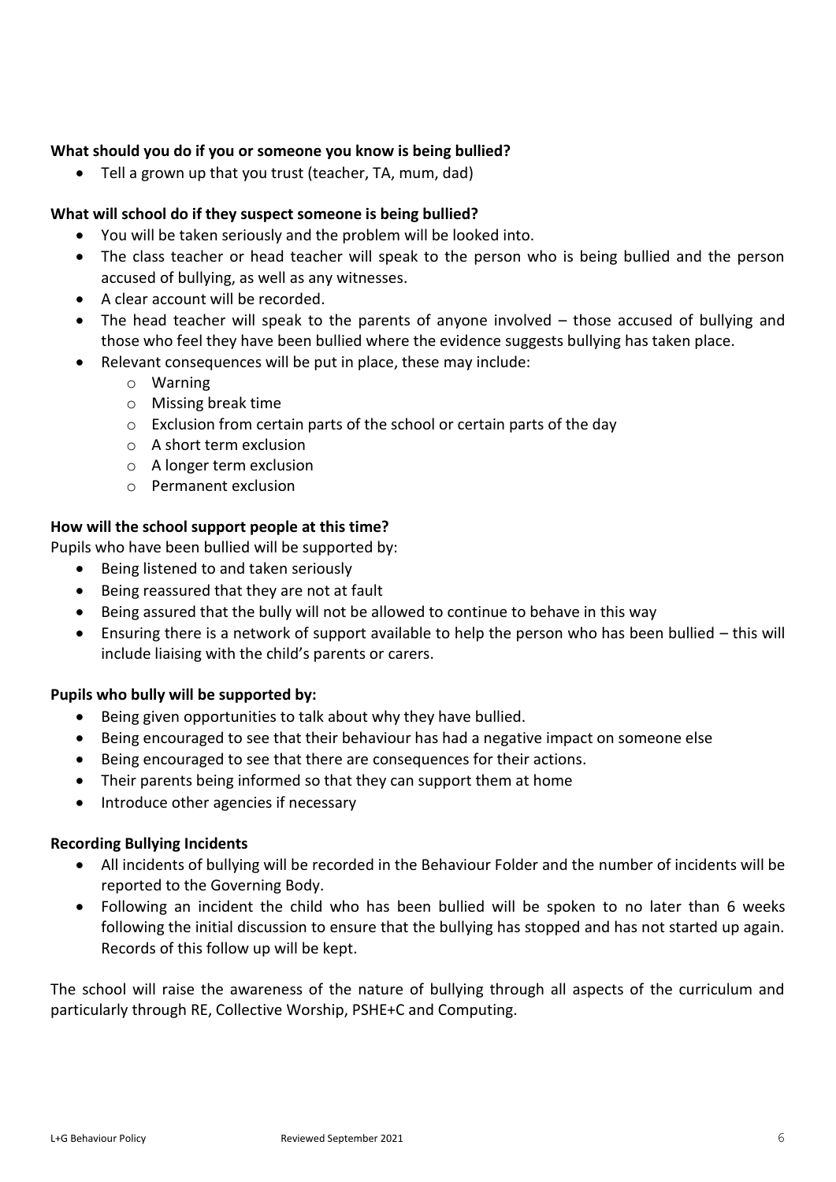**What should you do if you or someone you know is being bullied?**

- Tell a grown up that you trust (teacher, TA, mum, dad)

**What will school do if they suspect someone is being bullied?**

- You will be taken seriously and the problem will be looked into.
- The class teacher or head teacher will speak to the person who is being bullied and the person accused of bullying, as well as any witnesses.
- A clear account will be recorded.
- The head teacher will speak to the parents of anyone involved – those accused of bullying and those who feel they have been bullied where the evidence suggests bullying has taken place.
- Relevant consequences will be put in place, these may include:
  - Warning
  - Missing break time
  - Exclusion from certain parts of the school or certain parts of the day
  - A short term exclusion
  - A longer term exclusion
  - Permanent exclusion

**How will the school support people at this time?**

Pupils who have been bullied will be supported by:

- Being listened to and taken seriously
- Being reassured that they are not at fault
- Being assured that the bully will not be allowed to continue to behave in this way
- Ensuring there is a network of support available to help the person who has been bullied – this will include liaising with the child's parents or carers.

**Pupils who bully will be supported by:**

- Being given opportunities to talk about why they have bullied.
- Being encouraged to see that their behaviour has had a negative impact on someone else
- Being encouraged to see that there are consequences for their actions.
- Their parents being informed so that they can support them at home
- Introduce other agencies if necessary

**Recording Bullying Incidents**

- All incidents of bullying will be recorded in the Behaviour Folder and the number of incidents will be reported to the Governing Body.
- Following an incident the child who has been bullied will be spoken to no later than 6 weeks following the initial discussion to ensure that the bullying has stopped and has not started up again. Records of this follow up will be kept.

The school will raise the awareness of the nature of bullying through all aspects of the curriculum and particularly through RE, Collective Worship, PSHE+C and Computing.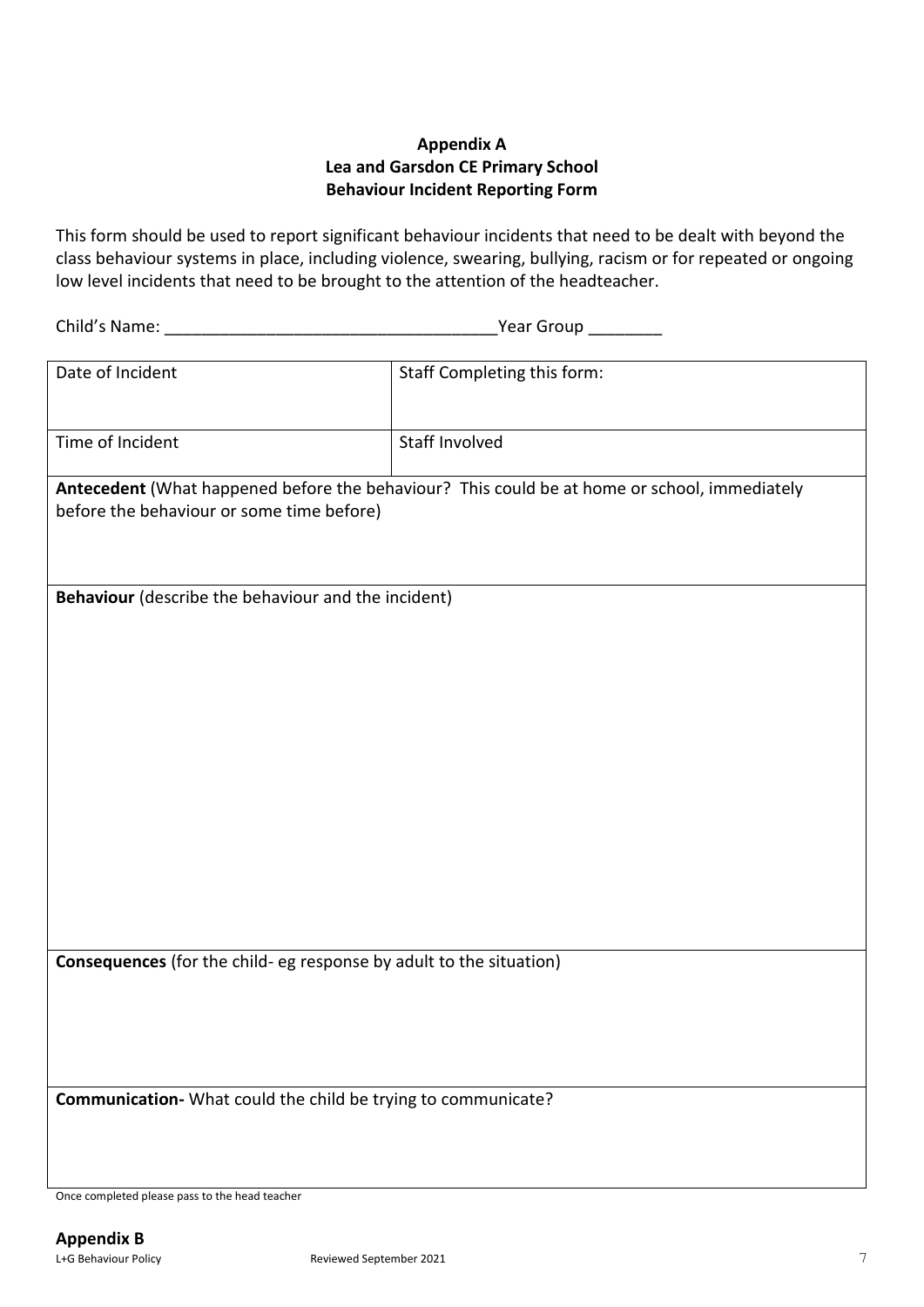**Appendix A**
**Lea and Garsdon CE Primary School**
**Behaviour Incident Reporting Form**

This form should be used to report significant behaviour incidents that need to be dealt with beyond the class behaviour systems in place, including violence, swearing, bullying, racism or for repeated or ongoing low level incidents that need to be brought to the attention of the headteacher.

Child's Name: ____________________________________Year Group ________

| Date of Incident | Staff Completing this form: |
|---|---|
| Time of Incident | Staff Involved |
| **Antecedent** (What happened before the behaviour? This could be at home or school, immediately before the behaviour or some time before) | |
| **Behaviour** (describe the behaviour and the incident) | |
| **Consequences** (for the child- eg response by adult to the situation) | |
| **Communication-** What could the child be trying to communicate? | |

Once completed please pass to the head teacher

**Appendix B**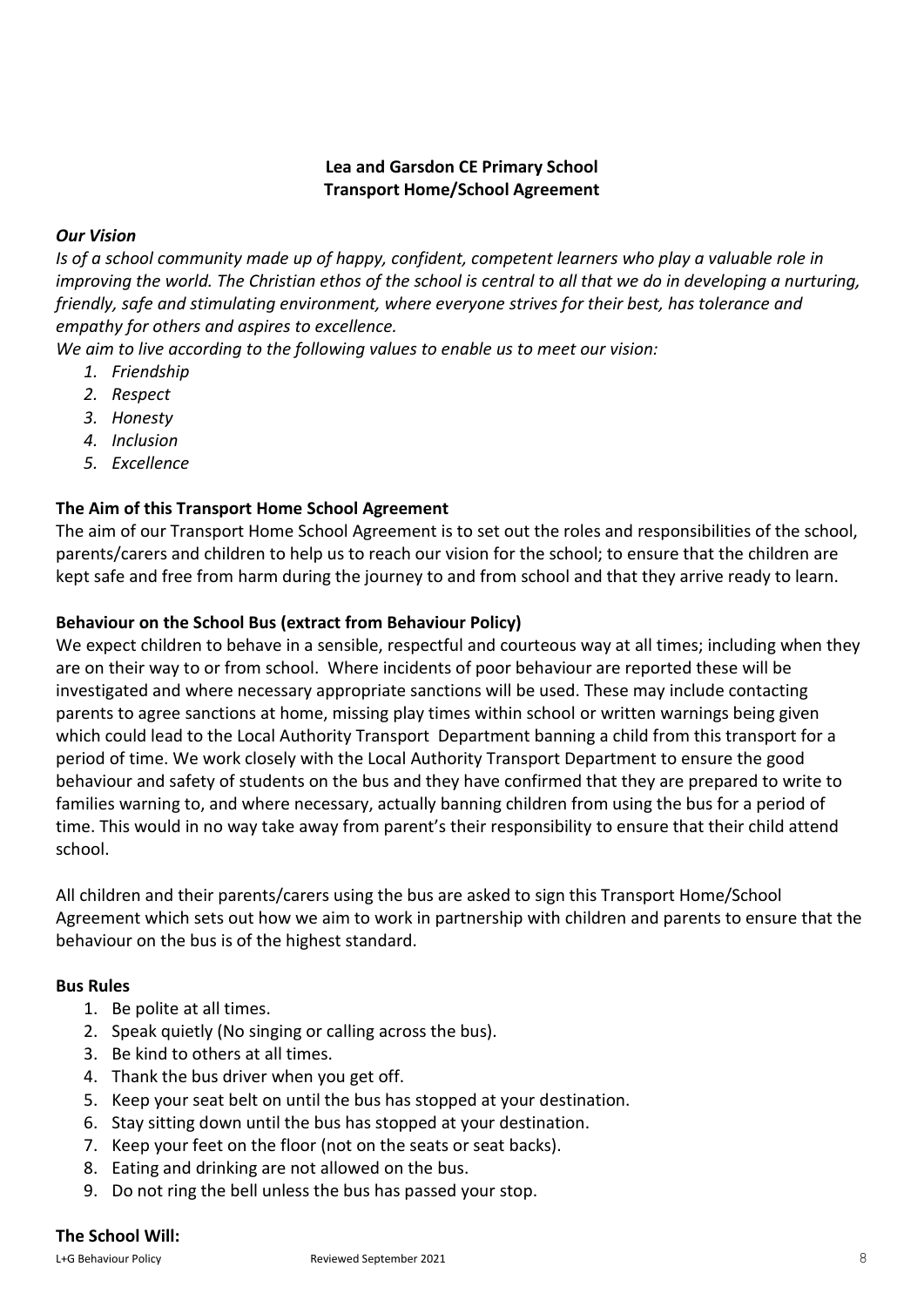**Lea and Garsdon CE Primary School**
**Transport Home/School Agreement**

***Our Vision***

*Is of a school community made up of happy, confident, competent learners who play a valuable role in improving the world. The Christian ethos of the school is central to all that we do in developing a nurturing, friendly, safe and stimulating environment, where everyone strives for their best, has tolerance and empathy for others and aspires to excellence.*

*We aim to live according to the following values to enable us to meet our vision:*

1. *Friendship*
2. *Respect*
3. *Honesty*
4. *Inclusion*
5. *Excellence*

**The Aim of this Transport Home School Agreement**

The aim of our Transport Home School Agreement is to set out the roles and responsibilities of the school, parents/carers and children to help us to reach our vision for the school; to ensure that the children are kept safe and free from harm during the journey to and from school and that they arrive ready to learn.

**Behaviour on the School Bus (extract from Behaviour Policy)**

We expect children to behave in a sensible, respectful and courteous way at all times; including when they are on their way to or from school. Where incidents of poor behaviour are reported these will be investigated and where necessary appropriate sanctions will be used. These may include contacting parents to agree sanctions at home, missing play times within school or written warnings being given which could lead to the Local Authority Transport Department banning a child from this transport for a period of time. We work closely with the Local Authority Transport Department to ensure the good behaviour and safety of students on the bus and they have confirmed that they are prepared to write to families warning to, and where necessary, actually banning children from using the bus for a period of time. This would in no way take away from parent's their responsibility to ensure that their child attend school.

All children and their parents/carers using the bus are asked to sign this Transport Home/School Agreement which sets out how we aim to work in partnership with children and parents to ensure that the behaviour on the bus is of the highest standard.

**Bus Rules**

1. Be polite at all times.
2. Speak quietly (No singing or calling across the bus).
3. Be kind to others at all times.
4. Thank the bus driver when you get off.
5. Keep your seat belt on until the bus has stopped at your destination.
6. Stay sitting down until the bus has stopped at your destination.
7. Keep your feet on the floor (not on the seats or seat backs).
8. Eating and drinking are not allowed on the bus.
9. Do not ring the bell unless the bus has passed your stop.

**The School Will:**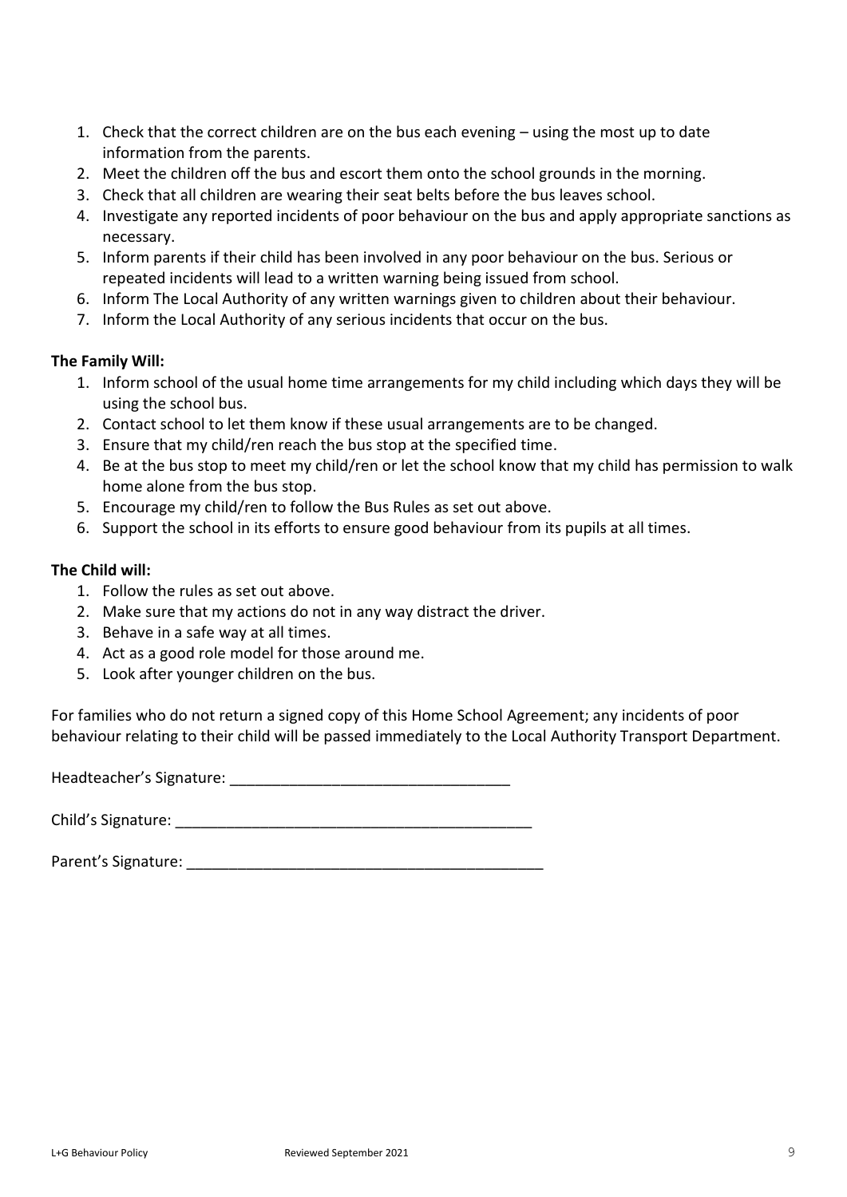1. Check that the correct children are on the bus each evening – using the most up to date information from the parents.
2. Meet the children off the bus and escort them onto the school grounds in the morning.
3. Check that all children are wearing their seat belts before the bus leaves school.
4. Investigate any reported incidents of poor behaviour on the bus and apply appropriate sanctions as necessary.
5. Inform parents if their child has been involved in any poor behaviour on the bus. Serious or repeated incidents will lead to a written warning being issued from school.
6. Inform The Local Authority of any written warnings given to children about their behaviour.
7. Inform the Local Authority of any serious incidents that occur on the bus.

**The Family Will:**

1. Inform school of the usual home time arrangements for my child including which days they will be using the school bus.
2. Contact school to let them know if these usual arrangements are to be changed.
3. Ensure that my child/ren reach the bus stop at the specified time.
4. Be at the bus stop to meet my child/ren or let the school know that my child has permission to walk home alone from the bus stop.
5. Encourage my child/ren to follow the Bus Rules as set out above.
6. Support the school in its efforts to ensure good behaviour from its pupils at all times.

**The Child will:**

1. Follow the rules as set out above.
2. Make sure that my actions do not in any way distract the driver.
3. Behave in a safe way at all times.
4. Act as a good role model for those around me.
5. Look after younger children on the bus.

For families who do not return a signed copy of this Home School Agreement; any incidents of poor behaviour relating to their child will be passed immediately to the Local Authority Transport Department.

Headteacher's Signature: ________________________________

Child's Signature: __________________________________________

Parent's Signature: __________________________________________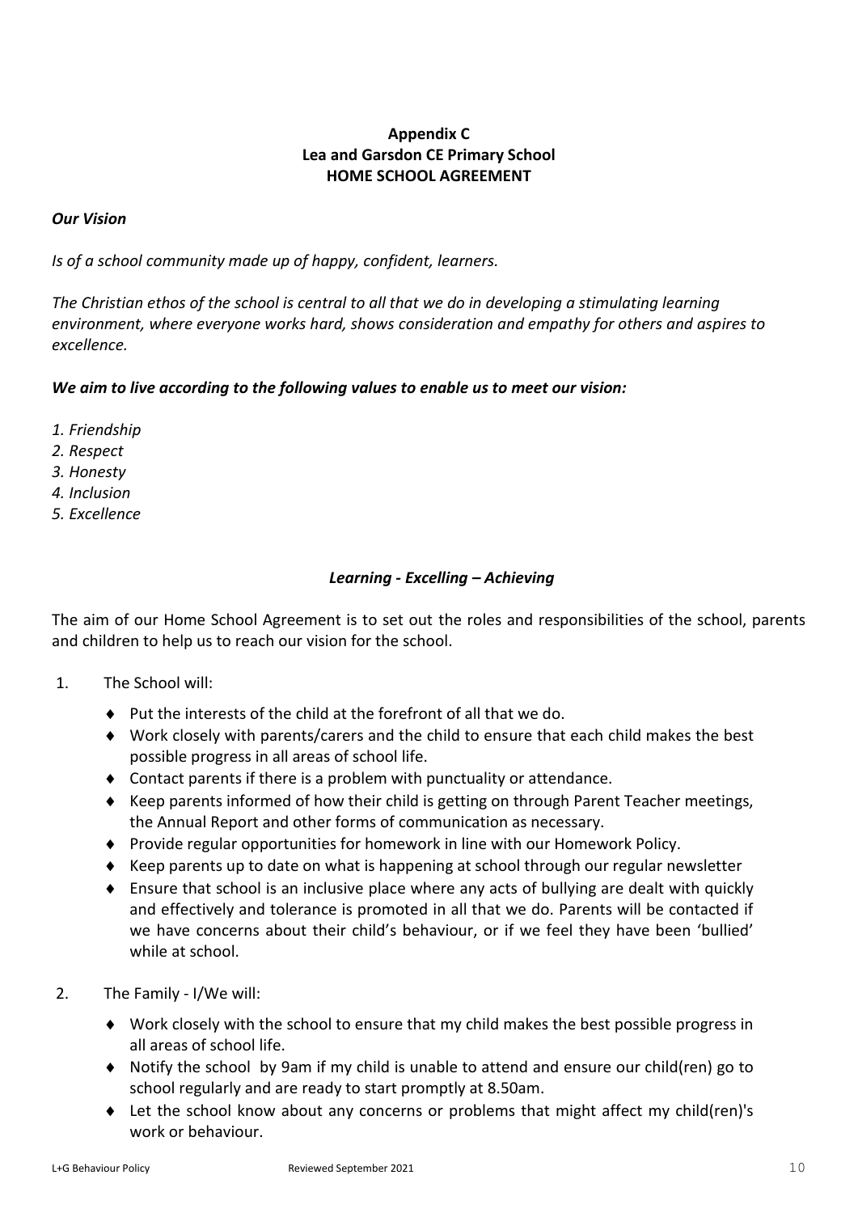**Appendix C**
**Lea and Garsdon CE Primary School**
**HOME SCHOOL AGREEMENT**

***Our Vision***

*Is of a school community made up of happy, confident, learners.*

*The Christian ethos of the school is central to all that we do in developing a stimulating learning environment, where everyone works hard, shows consideration and empathy for others and aspires to excellence.*

***We aim to live according to the following values to enable us to meet our vision:***

*1. Friendship*
*2. Respect*
*3. Honesty*
*4. Inclusion*
*5. Excellence*

***Learning - Excelling – Achieving***

The aim of our Home School Agreement is to set out the roles and responsibilities of the school, parents and children to help us to reach our vision for the school.

1. The School will:
   - Put the interests of the child at the forefront of all that we do.
   - Work closely with parents/carers and the child to ensure that each child makes the best possible progress in all areas of school life.
   - Contact parents if there is a problem with punctuality or attendance.
   - Keep parents informed of how their child is getting on through Parent Teacher meetings, the Annual Report and other forms of communication as necessary.
   - Provide regular opportunities for homework in line with our Homework Policy.
   - Keep parents up to date on what is happening at school through our regular newsletter
   - Ensure that school is an inclusive place where any acts of bullying are dealt with quickly and effectively and tolerance is promoted in all that we do. Parents will be contacted if we have concerns about their child's behaviour, or if we feel they have been 'bullied' while at school.

2. The Family - I/We will:
   - Work closely with the school to ensure that my child makes the best possible progress in all areas of school life.
   - Notify the school by 9am if my child is unable to attend and ensure our child(ren) go to school regularly and are ready to start promptly at 8.50am.
   - Let the school know about any concerns or problems that might affect my child(ren)'s work or behaviour.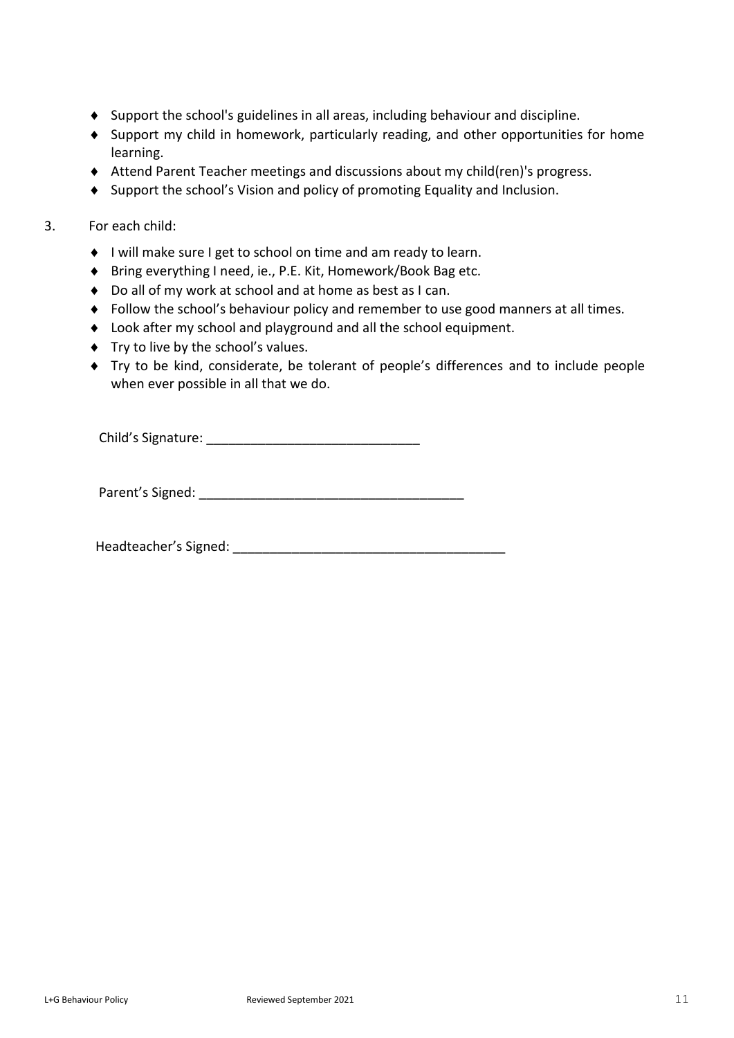- Support the school's guidelines in all areas, including behaviour and discipline.
- Support my child in homework, particularly reading, and other opportunities for home learning.
- Attend Parent Teacher meetings and discussions about my child(ren)'s progress.
- Support the school's Vision and policy of promoting Equality and Inclusion.

3. For each child:

- I will make sure I get to school on time and am ready to learn.
- Bring everything I need, ie., P.E. Kit, Homework/Book Bag etc.
- Do all of my work at school and at home as best as I can.
- Follow the school's behaviour policy and remember to use good manners at all times.
- Look after my school and playground and all the school equipment.
- Try to live by the school's values.
- Try to be kind, considerate, be tolerant of people's differences and to include people when ever possible in all that we do.

Child's Signature: _____________________________

Parent's Signed: ____________________________________

Headteacher's Signed: _____________________________________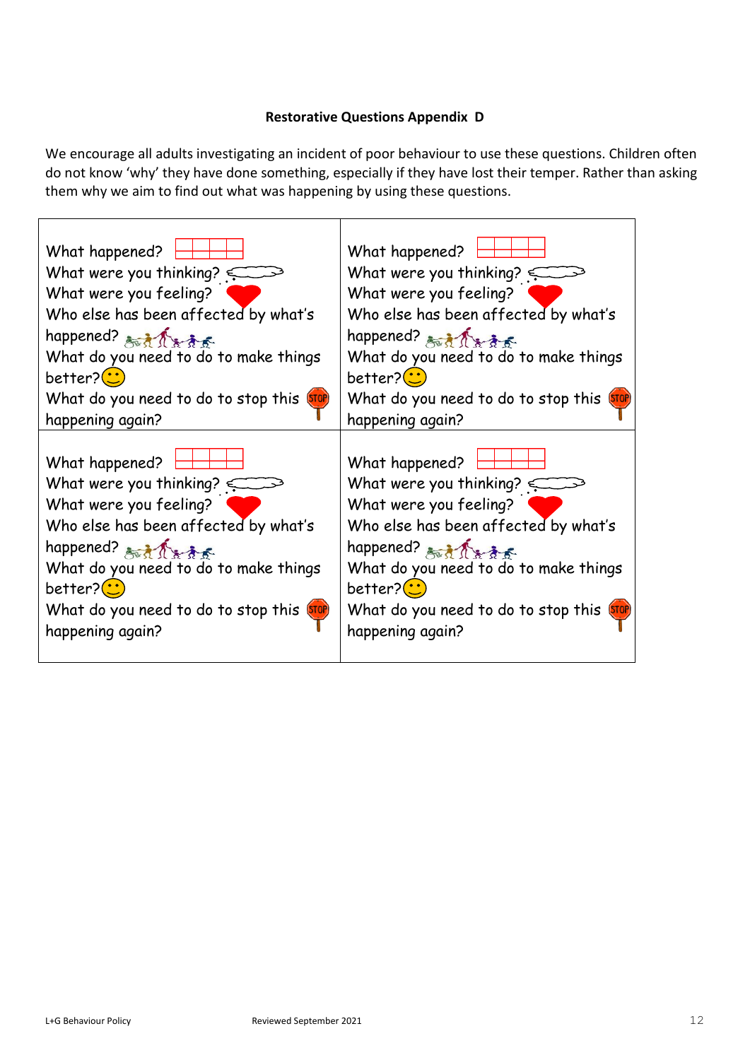**Restorative Questions Appendix D**

We encourage all adults investigating an incident of poor behaviour to use these questions. Children often do not know 'why' they have done something, especially if they have lost their temper. Rather than asking them why we aim to find out what was happening by using these questions.

| | |
|---|---|
| What happened?<br>What were you thinking?<br>What were you feeling?<br>Who else has been affected by what's happened?<br>What do you need to do to make things better?<br>What do you need to do to stop this happening again? | What happened?<br>What were you thinking?<br>What were you feeling?<br>Who else has been affected by what's happened?<br>What do you need to do to make things better?<br>What do you need to do to stop this happening again? |
| What happened?<br>What were you thinking?<br>What were you feeling?<br>Who else has been affected by what's happened?<br>What do you need to do to make things better?<br>What do you need to do to stop this happening again? | What happened?<br>What were you thinking?<br>What were you feeling?<br>Who else has been affected by what's happened?<br>What do you need to do to make things better?<br>What do you need to do to stop this happening again? |